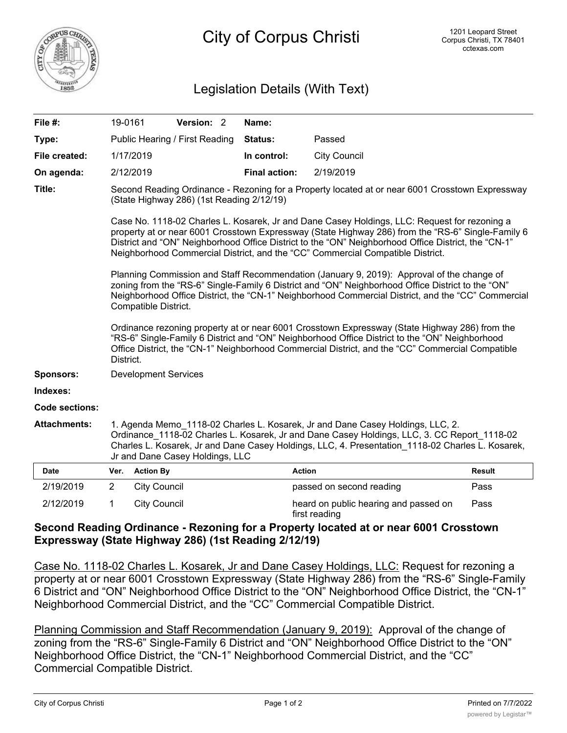# City of Corpus Christi

1201 Leopard Street
Corpus Christi, TX 78401
cctexas.com

## Legislation Details (With Text)

| | | | |
|---|---|---|---|
| **File #:** | 19-0161 **Version:** 2 | **Name:** | |
| **Type:** | Public Hearing / First Reading | **Status:** | Passed |
| **File created:** | 1/17/2019 | **In control:** | City Council |
| **On agenda:** | 2/12/2019 | **Final action:** | 2/19/2019 |

**Title:** Second Reading Ordinance - Rezoning for a Property located at or near 6001 Crosstown Expressway (State Highway 286) (1st Reading 2/12/19)

Case No. 1118-02 Charles L. Kosarek, Jr and Dane Casey Holdings, LLC: Request for rezoning a property at or near 6001 Crosstown Expressway (State Highway 286) from the "RS-6" Single-Family 6 District and "ON" Neighborhood Office District to the "ON" Neighborhood Office District, the "CN-1" Neighborhood Commercial District, and the "CC" Commercial Compatible District.

Planning Commission and Staff Recommendation (January 9, 2019): Approval of the change of zoning from the "RS-6" Single-Family 6 District and "ON" Neighborhood Office District to the "ON" Neighborhood Office District, the "CN-1" Neighborhood Commercial District, and the "CC" Commercial Compatible District.

Ordinance rezoning property at or near 6001 Crosstown Expressway (State Highway 286) from the "RS-6" Single-Family 6 District and "ON" Neighborhood Office District to the "ON" Neighborhood Office District, the "CN-1" Neighborhood Commercial District, and the "CC" Commercial Compatible District.

**Sponsors:** Development Services

**Indexes:**

**Code sections:**

**Attachments:** 1. Agenda Memo_1118-02 Charles L. Kosarek, Jr and Dane Casey Holdings, LLC, 2. Ordinance_1118-02 Charles L. Kosarek, Jr and Dane Casey Holdings, LLC, 3. CC Report_1118-02 Charles L. Kosarek, Jr and Dane Casey Holdings, LLC, 4. Presentation_1118-02 Charles L. Kosarek, Jr and Dane Casey Holdings, LLC

| Date | Ver. | Action By | Action | Result |
|---|---|---|---|---|
| 2/19/2019 | 2 | City Council | passed on second reading | Pass |
| 2/12/2019 | 1 | City Council | heard on public hearing and passed on first reading | Pass |

**Second Reading Ordinance - Rezoning for a Property located at or near 6001 Crosstown Expressway (State Highway 286) (1st Reading 2/12/19)**

Case No. 1118-02 Charles L. Kosarek, Jr and Dane Casey Holdings, LLC: Request for rezoning a property at or near 6001 Crosstown Expressway (State Highway 286) from the "RS-6" Single-Family 6 District and "ON" Neighborhood Office District to the "ON" Neighborhood Office District, the "CN-1" Neighborhood Commercial District, and the "CC" Commercial Compatible District.

Planning Commission and Staff Recommendation (January 9, 2019): Approval of the change of zoning from the "RS-6" Single-Family 6 District and "ON" Neighborhood Office District to the "ON" Neighborhood Office District, the "CN-1" Neighborhood Commercial District, and the "CC" Commercial Compatible District.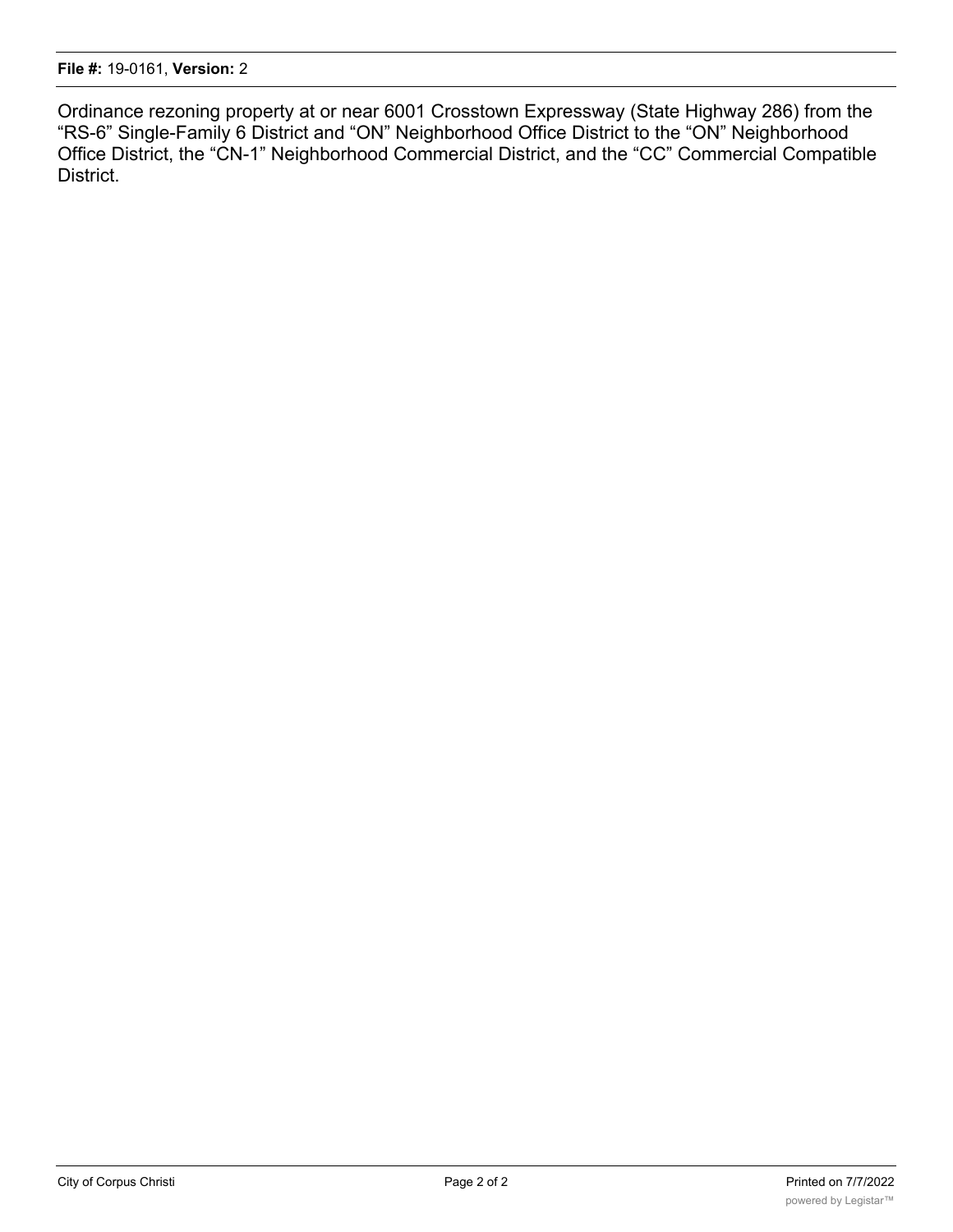Ordinance rezoning property at or near 6001 Crosstown Expressway (State Highway 286) from the “RS-6” Single-Family 6 District and “ON” Neighborhood Office District to the “ON” Neighborhood Office District, the “CN-1” Neighborhood Commercial District, and the “CC” Commercial Compatible District.